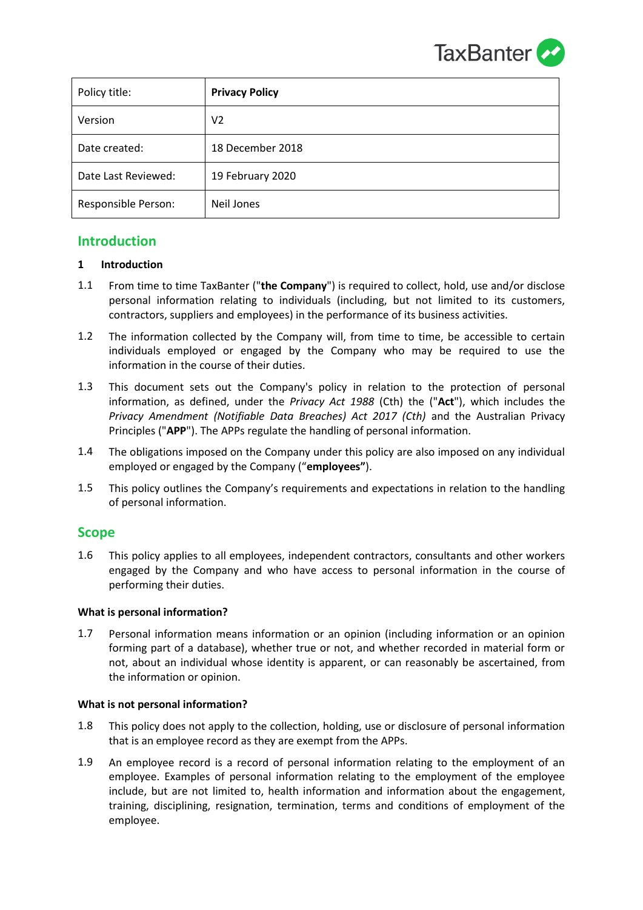TaxBanter

| | |
|---|---|
| Policy title: | **Privacy Policy** |
| Version | V2 |
| Date created: | 18 December 2018 |
| Date Last Reviewed: | 19 February 2020 |
| Responsible Person: | Neil Jones |

## Introduction

**1 Introduction**

1.1 From time to time TaxBanter ("**the Company**") is required to collect, hold, use and/or disclose personal information relating to individuals (including, but not limited to its customers, contractors, suppliers and employees) in the performance of its business activities.

1.2 The information collected by the Company will, from time to time, be accessible to certain individuals employed or engaged by the Company who may be required to use the information in the course of their duties.

1.3 This document sets out the Company's policy in relation to the protection of personal information, as defined, under the *Privacy Act 1988* (Cth) the ("**Act**"), which includes the *Privacy Amendment (Notifiable Data Breaches) Act 2017 (Cth)* and the Australian Privacy Principles ("**APP**"). The APPs regulate the handling of personal information.

1.4 The obligations imposed on the Company under this policy are also imposed on any individual employed or engaged by the Company ("**employees"**).

1.5 This policy outlines the Company's requirements and expectations in relation to the handling of personal information.

## Scope

1.6 This policy applies to all employees, independent contractors, consultants and other workers engaged by the Company and who have access to personal information in the course of performing their duties.

**What is personal information?**

1.7 Personal information means information or an opinion (including information or an opinion forming part of a database), whether true or not, and whether recorded in material form or not, about an individual whose identity is apparent, or can reasonably be ascertained, from the information or opinion.

**What is not personal information?**

1.8 This policy does not apply to the collection, holding, use or disclosure of personal information that is an employee record as they are exempt from the APPs.

1.9 An employee record is a record of personal information relating to the employment of an employee. Examples of personal information relating to the employment of the employee include, but are not limited to, health information and information about the engagement, training, disciplining, resignation, termination, terms and conditions of employment of the employee.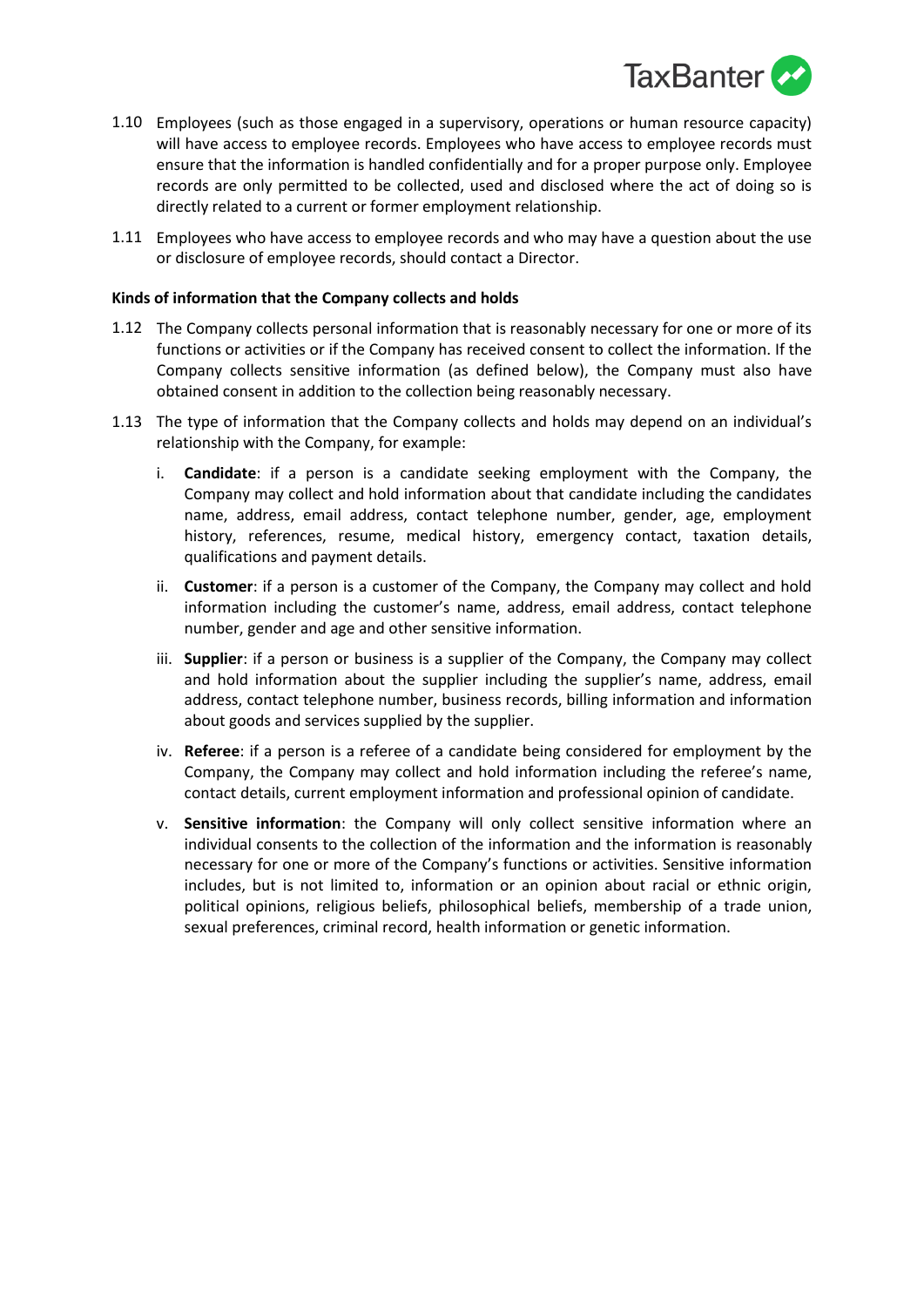1.10 Employees (such as those engaged in a supervisory, operations or human resource capacity) will have access to employee records. Employees who have access to employee records must ensure that the information is handled confidentially and for a proper purpose only. Employee records are only permitted to be collected, used and disclosed where the act of doing so is directly related to a current or former employment relationship.

1.11 Employees who have access to employee records and who may have a question about the use or disclosure of employee records, should contact a Director.

**Kinds of information that the Company collects and holds**

1.12 The Company collects personal information that is reasonably necessary for one or more of its functions or activities or if the Company has received consent to collect the information. If the Company collects sensitive information (as defined below), the Company must also have obtained consent in addition to the collection being reasonably necessary.

1.13 The type of information that the Company collects and holds may depend on an individual's relationship with the Company, for example:

i. **Candidate**: if a person is a candidate seeking employment with the Company, the Company may collect and hold information about that candidate including the candidates name, address, email address, contact telephone number, gender, age, employment history, references, resume, medical history, emergency contact, taxation details, qualifications and payment details.

ii. **Customer**: if a person is a customer of the Company, the Company may collect and hold information including the customer's name, address, email address, contact telephone number, gender and age and other sensitive information.

iii. **Supplier**: if a person or business is a supplier of the Company, the Company may collect and hold information about the supplier including the supplier's name, address, email address, contact telephone number, business records, billing information and information about goods and services supplied by the supplier.

iv. **Referee**: if a person is a referee of a candidate being considered for employment by the Company, the Company may collect and hold information including the referee's name, contact details, current employment information and professional opinion of candidate.

v. **Sensitive information**: the Company will only collect sensitive information where an individual consents to the collection of the information and the information is reasonably necessary for one or more of the Company's functions or activities. Sensitive information includes, but is not limited to, information or an opinion about racial or ethnic origin, political opinions, religious beliefs, philosophical beliefs, membership of a trade union, sexual preferences, criminal record, health information or genetic information.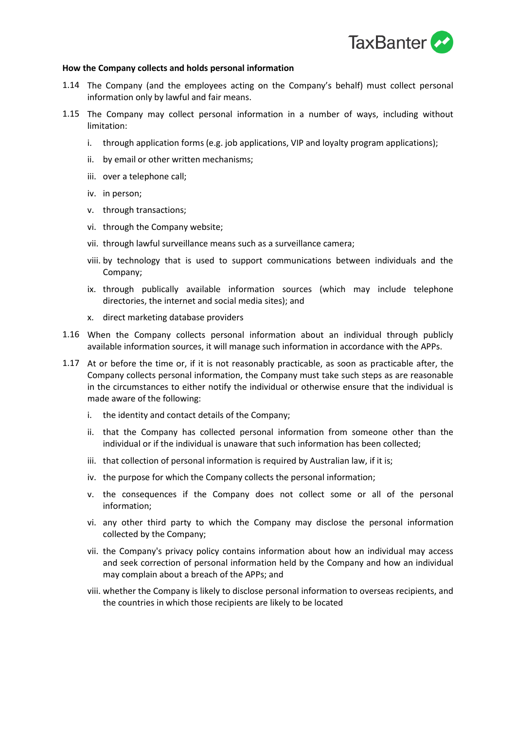**How the Company collects and holds personal information**

1.14 The Company (and the employees acting on the Company's behalf) must collect personal information only by lawful and fair means.

1.15 The Company may collect personal information in a number of ways, including without limitation:

i. through application forms (e.g. job applications, VIP and loyalty program applications);

ii. by email or other written mechanisms;

iii. over a telephone call;

iv. in person;

v. through transactions;

vi. through the Company website;

vii. through lawful surveillance means such as a surveillance camera;

viii. by technology that is used to support communications between individuals and the Company;

ix. through publically available information sources (which may include telephone directories, the internet and social media sites); and

x. direct marketing database providers

1.16 When the Company collects personal information about an individual through publicly available information sources, it will manage such information in accordance with the APPs.

1.17 At or before the time or, if it is not reasonably practicable, as soon as practicable after, the Company collects personal information, the Company must take such steps as are reasonable in the circumstances to either notify the individual or otherwise ensure that the individual is made aware of the following:

i. the identity and contact details of the Company;

ii. that the Company has collected personal information from someone other than the individual or if the individual is unaware that such information has been collected;

iii. that collection of personal information is required by Australian law, if it is;

iv. the purpose for which the Company collects the personal information;

v. the consequences if the Company does not collect some or all of the personal information;

vi. any other third party to which the Company may disclose the personal information collected by the Company;

vii. the Company's privacy policy contains information about how an individual may access and seek correction of personal information held by the Company and how an individual may complain about a breach of the APPs; and

viii. whether the Company is likely to disclose personal information to overseas recipients, and the countries in which those recipients are likely to be located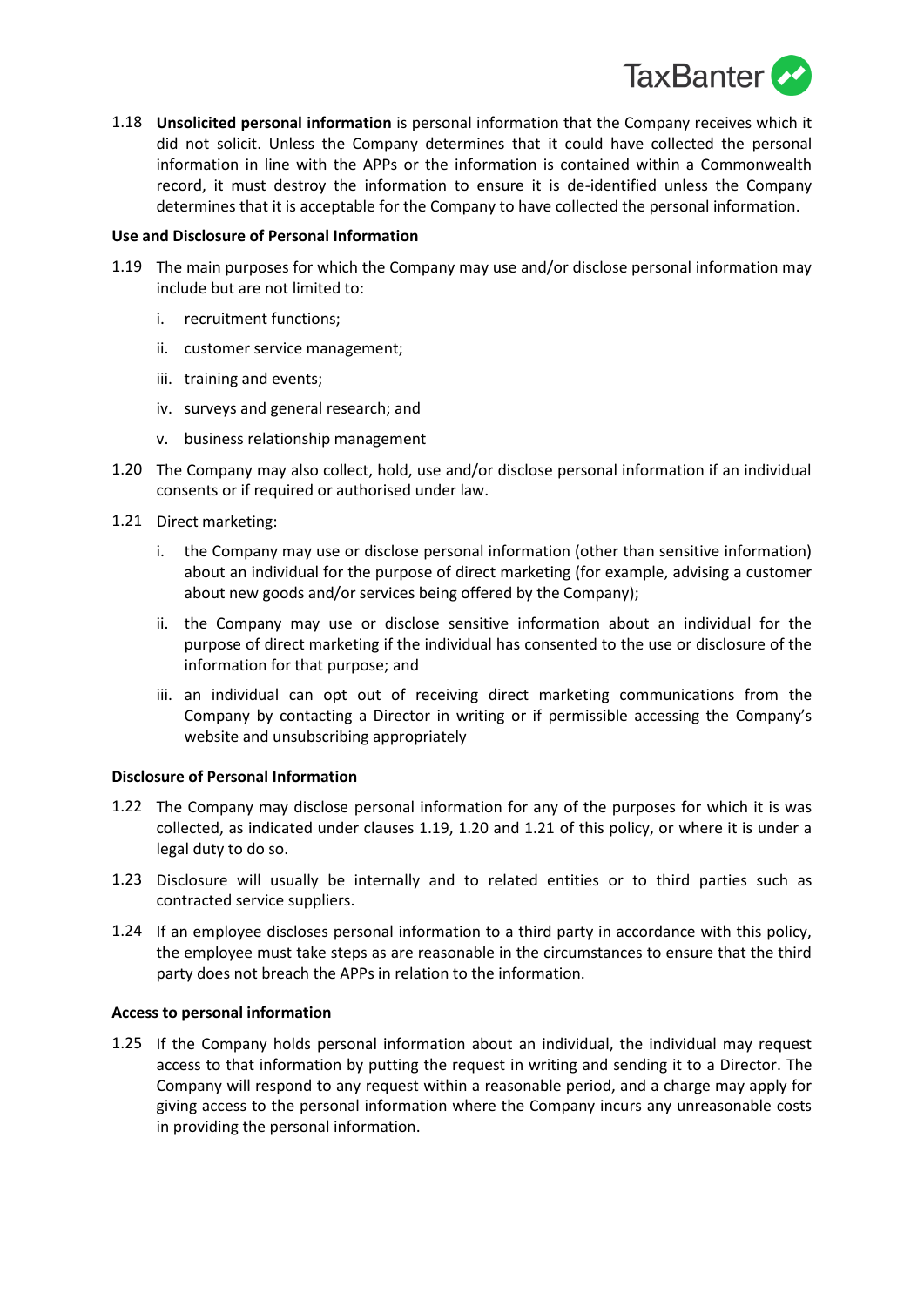1.18 **Unsolicited personal information** is personal information that the Company receives which it did not solicit. Unless the Company determines that it could have collected the personal information in line with the APPs or the information is contained within a Commonwealth record, it must destroy the information to ensure it is de-identified unless the Company determines that it is acceptable for the Company to have collected the personal information.

**Use and Disclosure of Personal Information**

1.19 The main purposes for which the Company may use and/or disclose personal information may include but are not limited to:

i. recruitment functions;

ii. customer service management;

iii. training and events;

iv. surveys and general research; and

v. business relationship management

1.20 The Company may also collect, hold, use and/or disclose personal information if an individual consents or if required or authorised under law.

1.21 Direct marketing:

i. the Company may use or disclose personal information (other than sensitive information) about an individual for the purpose of direct marketing (for example, advising a customer about new goods and/or services being offered by the Company);

ii. the Company may use or disclose sensitive information about an individual for the purpose of direct marketing if the individual has consented to the use or disclosure of the information for that purpose; and

iii. an individual can opt out of receiving direct marketing communications from the Company by contacting a Director in writing or if permissible accessing the Company's website and unsubscribing appropriately

**Disclosure of Personal Information**

1.22 The Company may disclose personal information for any of the purposes for which it is was collected, as indicated under clauses 1.19, 1.20 and 1.21 of this policy, or where it is under a legal duty to do so.

1.23 Disclosure will usually be internally and to related entities or to third parties such as contracted service suppliers.

1.24 If an employee discloses personal information to a third party in accordance with this policy, the employee must take steps as are reasonable in the circumstances to ensure that the third party does not breach the APPs in relation to the information.

**Access to personal information**

1.25 If the Company holds personal information about an individual, the individual may request access to that information by putting the request in writing and sending it to a Director. The Company will respond to any request within a reasonable period, and a charge may apply for giving access to the personal information where the Company incurs any unreasonable costs in providing the personal information.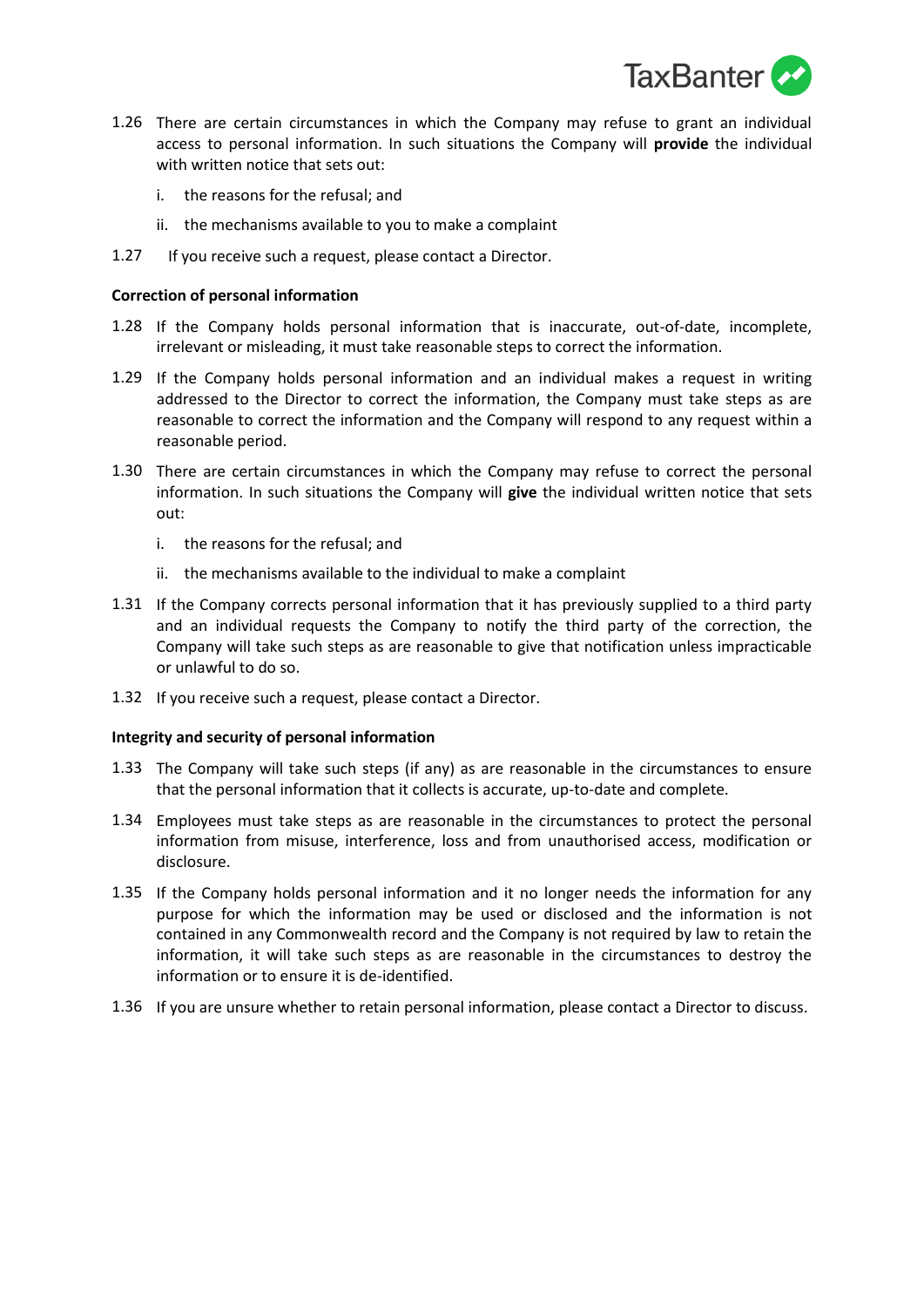1.26 There are certain circumstances in which the Company may refuse to grant an individual access to personal information. In such situations the Company will **provide** the individual with written notice that sets out:

i. the reasons for the refusal; and

ii. the mechanisms available to you to make a complaint

1.27 If you receive such a request, please contact a Director.

**Correction of personal information**

1.28 If the Company holds personal information that is inaccurate, out-of-date, incomplete, irrelevant or misleading, it must take reasonable steps to correct the information.

1.29 If the Company holds personal information and an individual makes a request in writing addressed to the Director to correct the information, the Company must take steps as are reasonable to correct the information and the Company will respond to any request within a reasonable period.

1.30 There are certain circumstances in which the Company may refuse to correct the personal information. In such situations the Company will **give** the individual written notice that sets out:

i. the reasons for the refusal; and

ii. the mechanisms available to the individual to make a complaint

1.31 If the Company corrects personal information that it has previously supplied to a third party and an individual requests the Company to notify the third party of the correction, the Company will take such steps as are reasonable to give that notification unless impracticable or unlawful to do so.

1.32 If you receive such a request, please contact a Director.

**Integrity and security of personal information**

1.33 The Company will take such steps (if any) as are reasonable in the circumstances to ensure that the personal information that it collects is accurate, up-to-date and complete.

1.34 Employees must take steps as are reasonable in the circumstances to protect the personal information from misuse, interference, loss and from unauthorised access, modification or disclosure.

1.35 If the Company holds personal information and it no longer needs the information for any purpose for which the information may be used or disclosed and the information is not contained in any Commonwealth record and the Company is not required by law to retain the information, it will take such steps as are reasonable in the circumstances to destroy the information or to ensure it is de-identified.

1.36 If you are unsure whether to retain personal information, please contact a Director to discuss.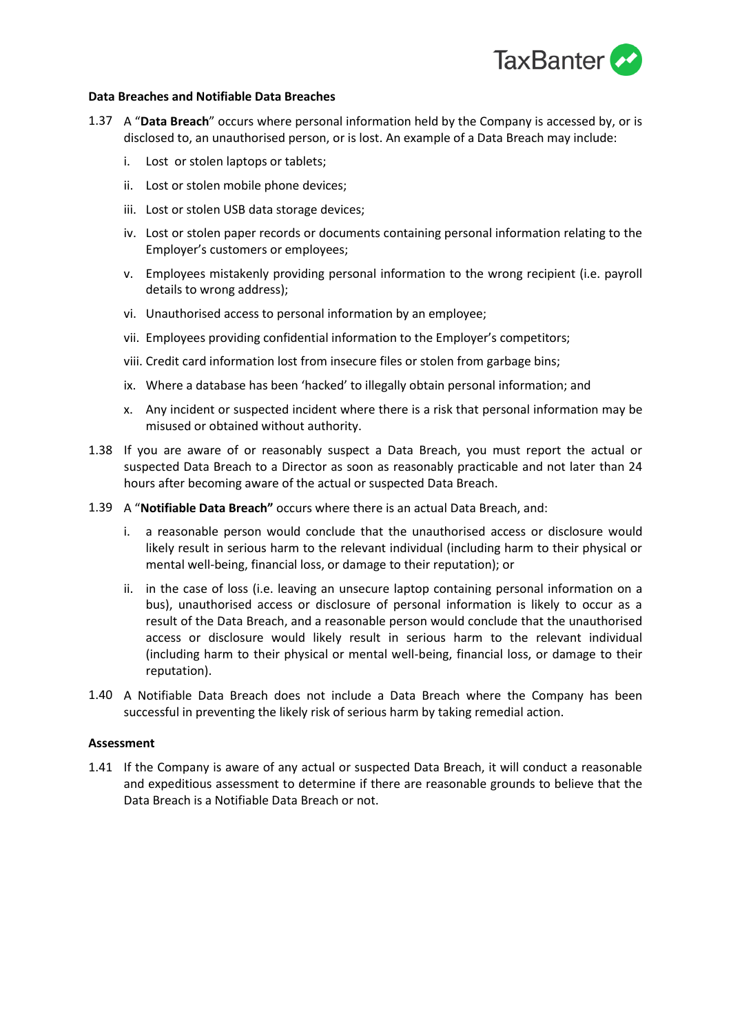**Data Breaches and Notifiable Data Breaches**

1.37 A "**Data Breach**" occurs where personal information held by the Company is accessed by, or is disclosed to, an unauthorised person, or is lost. An example of a Data Breach may include:

   i. Lost or stolen laptops or tablets;

   ii. Lost or stolen mobile phone devices;

   iii. Lost or stolen USB data storage devices;

   iv. Lost or stolen paper records or documents containing personal information relating to the Employer's customers or employees;

   v. Employees mistakenly providing personal information to the wrong recipient (i.e. payroll details to wrong address);

   vi. Unauthorised access to personal information by an employee;

   vii. Employees providing confidential information to the Employer's competitors;

   viii. Credit card information lost from insecure files or stolen from garbage bins;

   ix. Where a database has been 'hacked' to illegally obtain personal information; and

   x. Any incident or suspected incident where there is a risk that personal information may be misused or obtained without authority.

1.38 If you are aware of or reasonably suspect a Data Breach, you must report the actual or suspected Data Breach to a Director as soon as reasonably practicable and not later than 24 hours after becoming aware of the actual or suspected Data Breach.

1.39 A "**Notifiable Data Breach"** occurs where there is an actual Data Breach, and:

   i. a reasonable person would conclude that the unauthorised access or disclosure would likely result in serious harm to the relevant individual (including harm to their physical or mental well-being, financial loss, or damage to their reputation); or

   ii. in the case of loss (i.e. leaving an unsecure laptop containing personal information on a bus), unauthorised access or disclosure of personal information is likely to occur as a result of the Data Breach, and a reasonable person would conclude that the unauthorised access or disclosure would likely result in serious harm to the relevant individual (including harm to their physical or mental well-being, financial loss, or damage to their reputation).

1.40 A Notifiable Data Breach does not include a Data Breach where the Company has been successful in preventing the likely risk of serious harm by taking remedial action.

**Assessment**

1.41 If the Company is aware of any actual or suspected Data Breach, it will conduct a reasonable and expeditious assessment to determine if there are reasonable grounds to believe that the Data Breach is a Notifiable Data Breach or not.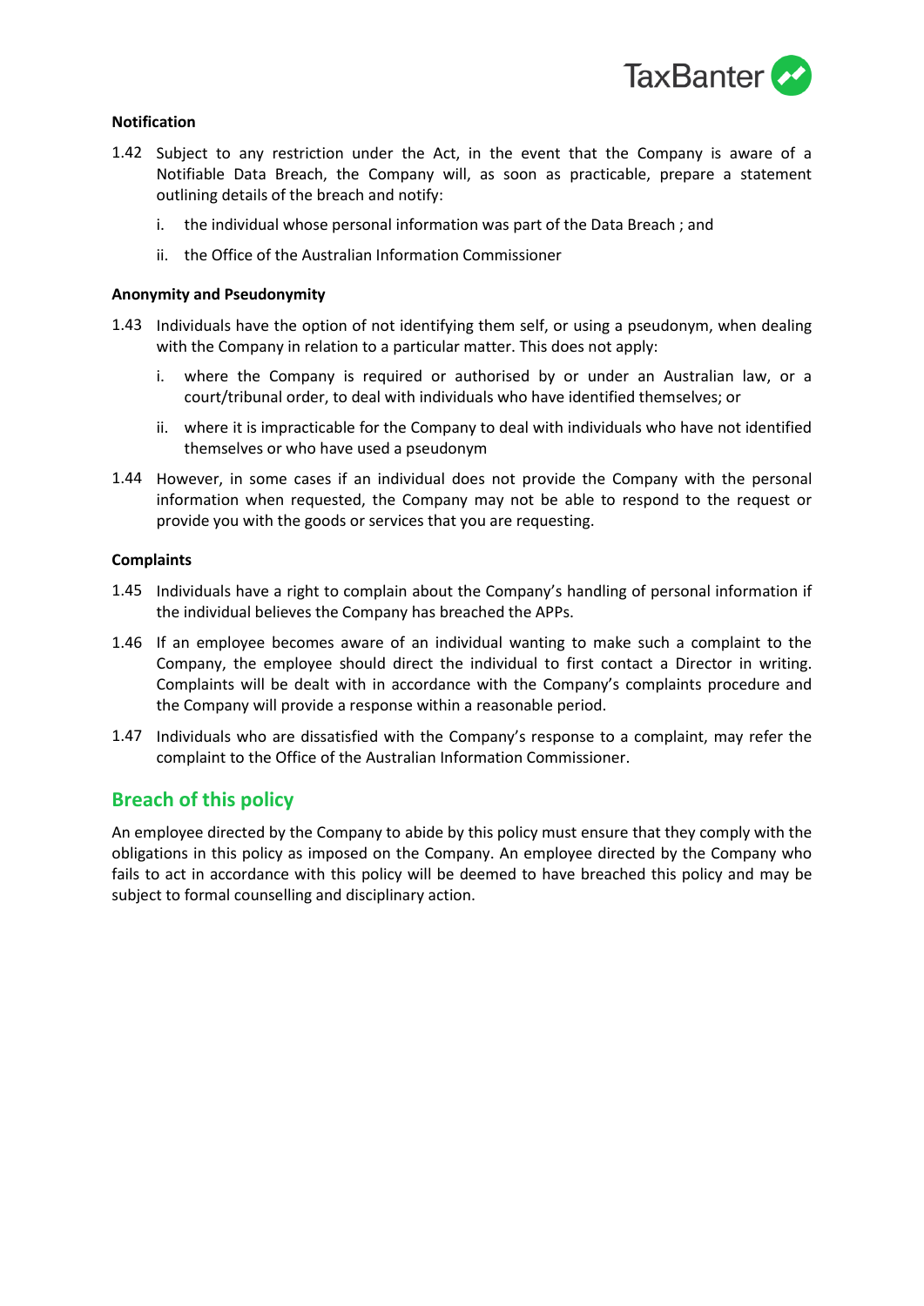**Notification**

1.42 Subject to any restriction under the Act, in the event that the Company is aware of a Notifiable Data Breach, the Company will, as soon as practicable, prepare a statement outlining details of the breach and notify:

i. the individual whose personal information was part of the Data Breach ; and

ii. the Office of the Australian Information Commissioner

**Anonymity and Pseudonymity**

1.43 Individuals have the option of not identifying them self, or using a pseudonym, when dealing with the Company in relation to a particular matter. This does not apply:

i. where the Company is required or authorised by or under an Australian law, or a court/tribunal order, to deal with individuals who have identified themselves; or

ii. where it is impracticable for the Company to deal with individuals who have not identified themselves or who have used a pseudonym

1.44 However, in some cases if an individual does not provide the Company with the personal information when requested, the Company may not be able to respond to the request or provide you with the goods or services that you are requesting.

**Complaints**

1.45 Individuals have a right to complain about the Company's handling of personal information if the individual believes the Company has breached the APPs.

1.46 If an employee becomes aware of an individual wanting to make such a complaint to the Company, the employee should direct the individual to first contact a Director in writing. Complaints will be dealt with in accordance with the Company's complaints procedure and the Company will provide a response within a reasonable period.

1.47 Individuals who are dissatisfied with the Company's response to a complaint, may refer the complaint to the Office of the Australian Information Commissioner.

## Breach of this policy

An employee directed by the Company to abide by this policy must ensure that they comply with the obligations in this policy as imposed on the Company. An employee directed by the Company who fails to act in accordance with this policy will be deemed to have breached this policy and may be subject to formal counselling and disciplinary action.